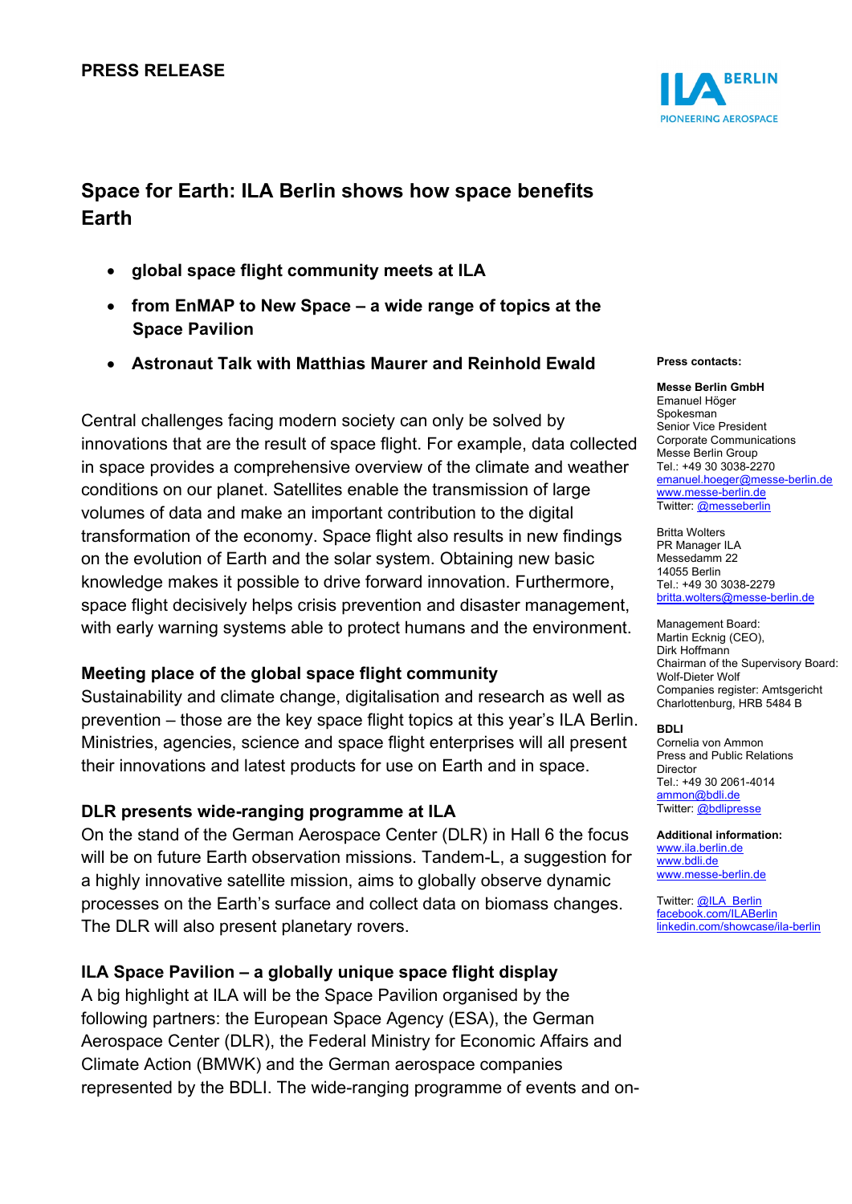**PRESS RELEASE**

# Space for Earth: ILA Berlin shows how space benefits Earth

- **global space flight community meets at ILA**
- **from EnMAP to New Space – a wide range of topics at the Space Pavilion**
- **Astronaut Talk with Matthias Maurer and Reinhold Ewald**

Central challenges facing modern society can only be solved by innovations that are the result of space flight. For example, data collected in space provides a comprehensive overview of the climate and weather conditions on our planet. Satellites enable the transmission of large volumes of data and make an important contribution to the digital transformation of the economy. Space flight also results in new findings on the evolution of Earth and the solar system. Obtaining new basic knowledge makes it possible to drive forward innovation. Furthermore, space flight decisively helps crisis prevention and disaster management, with early warning systems able to protect humans and the environment.

### Meeting place of the global space flight community

Sustainability and climate change, digitalisation and research as well as prevention – those are the key space flight topics at this year's ILA Berlin. Ministries, agencies, science and space flight enterprises will all present their innovations and latest products for use on Earth and in space.

### DLR presents wide-ranging programme at ILA

On the stand of the German Aerospace Center (DLR) in Hall 6 the focus will be on future Earth observation missions. Tandem-L, a suggestion for a highly innovative satellite mission, aims to globally observe dynamic processes on the Earth's surface and collect data on biomass changes. The DLR will also present planetary rovers.

### ILA Space Pavilion – a globally unique space flight display

A big highlight at ILA will be the Space Pavilion organised by the following partners: the European Space Agency (ESA), the German Aerospace Center (DLR), the Federal Ministry for Economic Affairs and Climate Action (BMWK) and the German aerospace companies represented by the BDLI. The wide-ranging programme of events and on-

**Press contacts:**

**Messe Berlin GmbH**
Emanuel Höger
Spokesman
Senior Vice President
Corporate Communications
Messe Berlin Group
Tel.: +49 30 3038-2270
emanuel.hoeger@messe-berlin.de
www.messe-berlin.de
Twitter: @messeberlin

Britta Wolters
PR Manager ILA
Messedamm 22
14055 Berlin
Tel.: +49 30 3038-2279
britta.wolters@messe-berlin.de

Management Board:
Martin Ecknig (CEO),
Dirk Hoffmann
Chairman of the Supervisory Board:
Wolf-Dieter Wolf
Companies register: Amtsgericht
Charlottenburg, HRB 5484 B

**BDLI**
Cornelia von Ammon
Press and Public Relations
Director
Tel.: +49 30 2061-4014
ammon@bdli.de
Twitter: @bdlipresse

**Additional information:**
www.ila.berlin.de
www.bdli.de
www.messe-berlin.de

Twitter: @ILA_Berlin
facebook.com/ILABerlin
linkedin.com/showcase/ila-berlin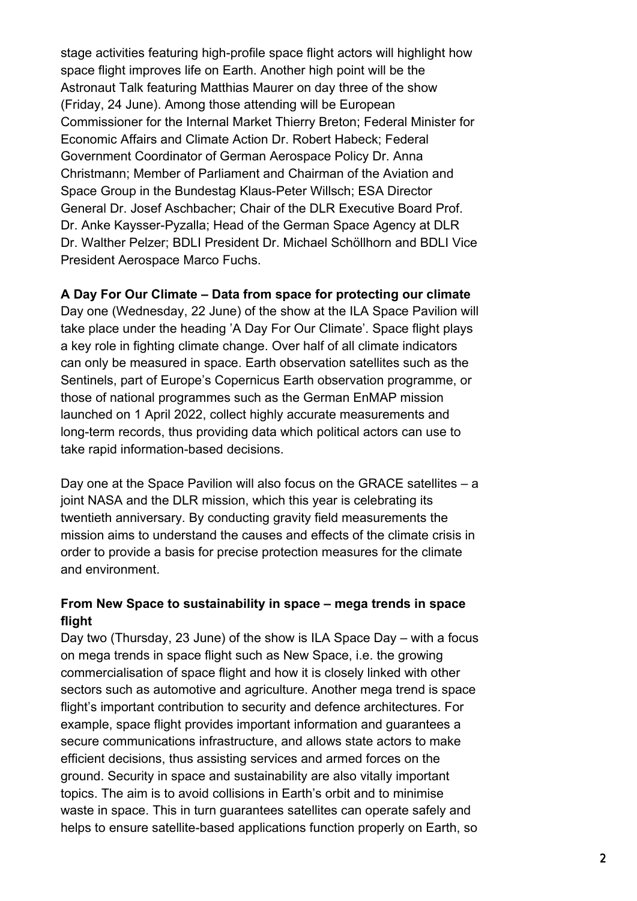stage activities featuring high-profile space flight actors will highlight how space flight improves life on Earth. Another high point will be the Astronaut Talk featuring Matthias Maurer on day three of the show (Friday, 24 June). Among those attending will be European Commissioner for the Internal Market Thierry Breton; Federal Minister for Economic Affairs and Climate Action Dr. Robert Habeck; Federal Government Coordinator of German Aerospace Policy Dr. Anna Christmann; Member of Parliament and Chairman of the Aviation and Space Group in the Bundestag Klaus-Peter Willsch; ESA Director General Dr. Josef Aschbacher; Chair of the DLR Executive Board Prof. Dr. Anke Kaysser-Pyzalla; Head of the German Space Agency at DLR Dr. Walther Pelzer; BDLI President Dr. Michael Schöllhorn and BDLI Vice President Aerospace Marco Fuchs.

**A Day For Our Climate – Data from space for protecting our climate**

Day one (Wednesday, 22 June) of the show at the ILA Space Pavilion will take place under the heading 'A Day For Our Climate'. Space flight plays a key role in fighting climate change. Over half of all climate indicators can only be measured in space. Earth observation satellites such as the Sentinels, part of Europe's Copernicus Earth observation programme, or those of national programmes such as the German EnMAP mission launched on 1 April 2022, collect highly accurate measurements and long-term records, thus providing data which political actors can use to take rapid information-based decisions.

Day one at the Space Pavilion will also focus on the GRACE satellites – a joint NASA and the DLR mission, which this year is celebrating its twentieth anniversary. By conducting gravity field measurements the mission aims to understand the causes and effects of the climate crisis in order to provide a basis for precise protection measures for the climate and environment.

**From New Space to sustainability in space – mega trends in space flight**

Day two (Thursday, 23 June) of the show is ILA Space Day – with a focus on mega trends in space flight such as New Space, i.e. the growing commercialisation of space flight and how it is closely linked with other sectors such as automotive and agriculture. Another mega trend is space flight's important contribution to security and defence architectures. For example, space flight provides important information and guarantees a secure communications infrastructure, and allows state actors to make efficient decisions, thus assisting services and armed forces on the ground. Security in space and sustainability are also vitally important topics. The aim is to avoid collisions in Earth's orbit and to minimise waste in space. This in turn guarantees satellites can operate safely and helps to ensure satellite-based applications function properly on Earth, so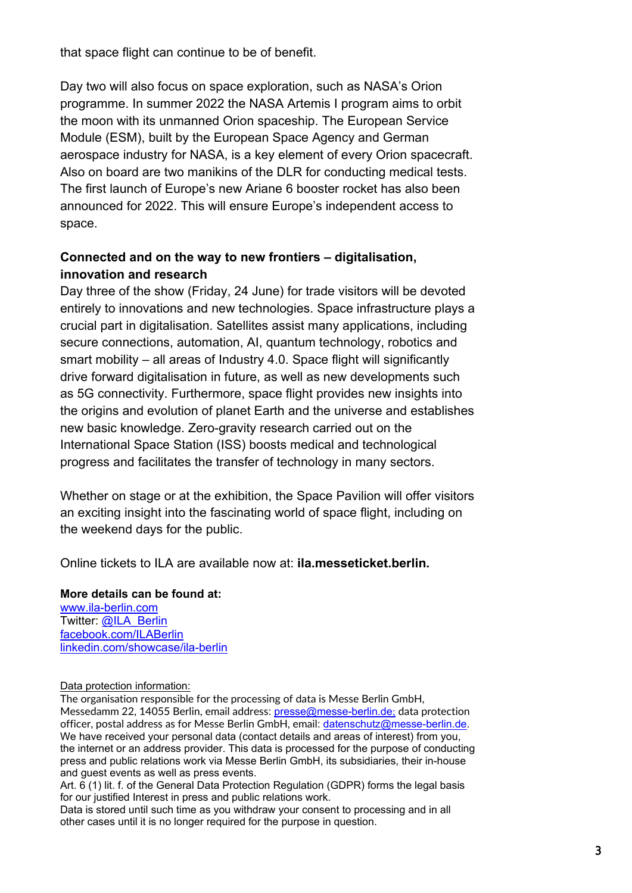that space flight can continue to be of benefit.

Day two will also focus on space exploration, such as NASA's Orion programme. In summer 2022 the NASA Artemis I program aims to orbit the moon with its unmanned Orion spaceship. The European Service Module (ESM), built by the European Space Agency and German aerospace industry for NASA, is a key element of every Orion spacecraft. Also on board are two manikins of the DLR for conducting medical tests. The first launch of Europe's new Ariane 6 booster rocket has also been announced for 2022. This will ensure Europe's independent access to space.

**Connected and on the way to new frontiers – digitalisation, innovation and research**

Day three of the show (Friday, 24 June) for trade visitors will be devoted entirely to innovations and new technologies. Space infrastructure plays a crucial part in digitalisation. Satellites assist many applications, including secure connections, automation, AI, quantum technology, robotics and smart mobility – all areas of Industry 4.0. Space flight will significantly drive forward digitalisation in future, as well as new developments such as 5G connectivity. Furthermore, space flight provides new insights into the origins and evolution of planet Earth and the universe and establishes new basic knowledge. Zero-gravity research carried out on the International Space Station (ISS) boosts medical and technological progress and facilitates the transfer of technology in many sectors.

Whether on stage or at the exhibition, the Space Pavilion will offer visitors an exciting insight into the fascinating world of space flight, including on the weekend days for the public.

Online tickets to ILA are available now at: **ila.messeticket.berlin.**

**More details can be found at:**
www.ila-berlin.com
Twitter: @ILA_Berlin
facebook.com/ILABerlin
linkedin.com/showcase/ila-berlin

Data protection information:
The organisation responsible for the processing of data is Messe Berlin GmbH, Messedamm 22, 14055 Berlin, email address: presse@messe-berlin.de; data protection officer, postal address as for Messe Berlin GmbH, email: datenschutz@messe-berlin.de. We have received your personal data (contact details and areas of interest) from you, the internet or an address provider. This data is processed for the purpose of conducting press and public relations work via Messe Berlin GmbH, its subsidiaries, their in-house and guest events as well as press events.
Art. 6 (1) lit. f. of the General Data Protection Regulation (GDPR) forms the legal basis for our justified Interest in press and public relations work.
Data is stored until such time as you withdraw your consent to processing and in all other cases until it is no longer required for the purpose in question.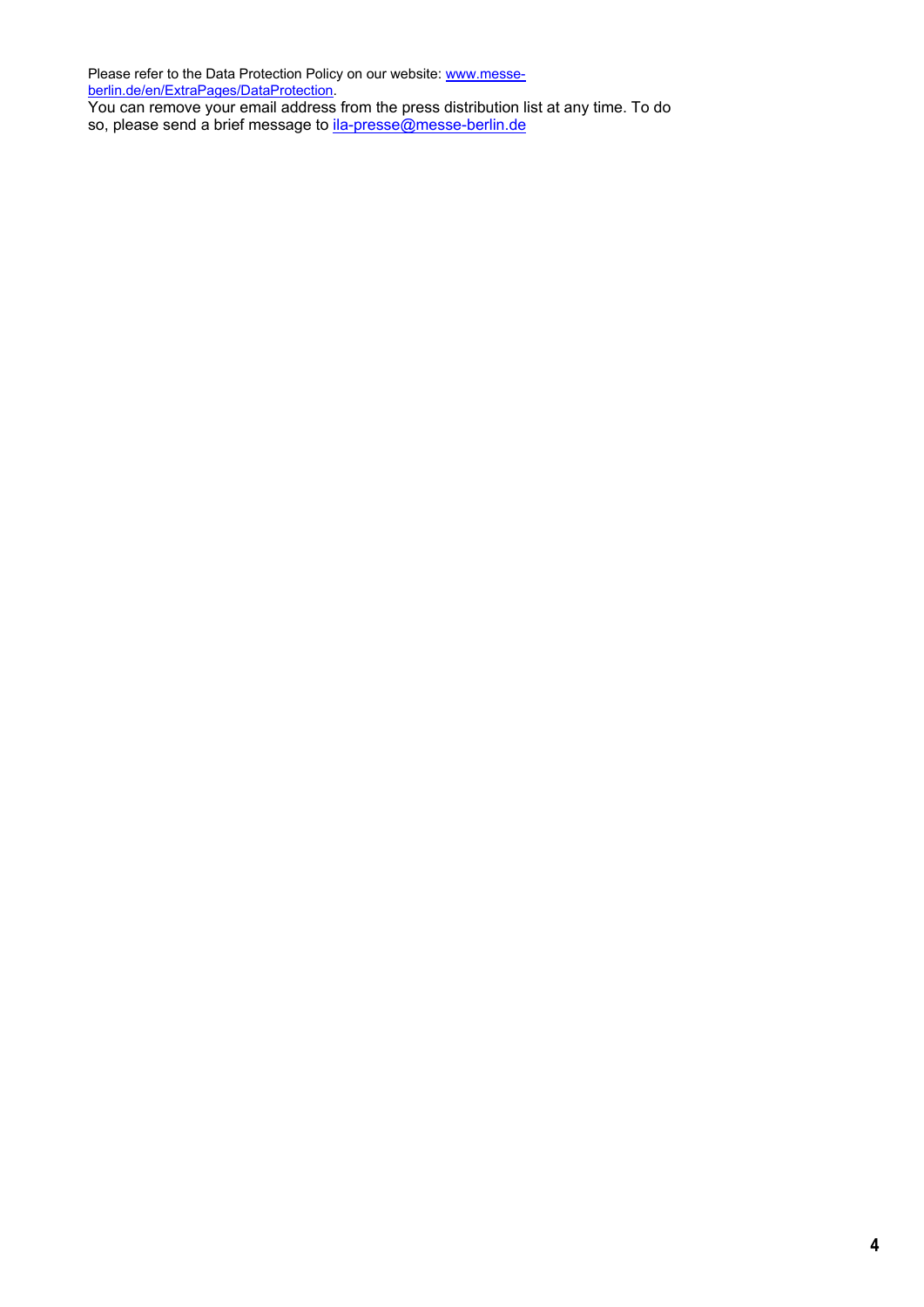Please refer to the Data Protection Policy on our website: [www.messe-berlin.de/en/ExtraPages/DataProtection](www.messe-berlin.de/en/ExtraPages/DataProtection).

You can remove your email address from the press distribution list at any time. To do so, please send a brief message to [ila-presse@messe-berlin.de](mailto:ila-presse@messe-berlin.de)